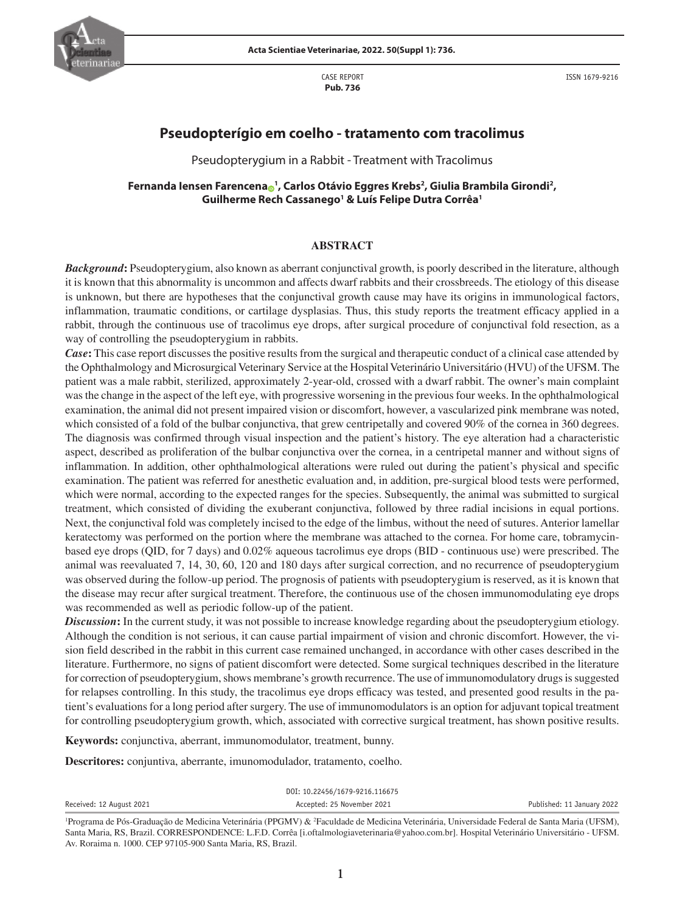CASE REPORT
**Pub. 736**

ISSN 1679-9216

# Pseudopterígio em coelho - tratamento com tracolimus

Pseudopterygium in a Rabbit - Treatment with Tracolimus

**Fernanda Iensen Farencena[1], Carlos Otávio Eggres Krebs[2], Giulia Brambila Girondi[2], Guilherme Rech Cassanego[1] & Luís Felipe Dutra Corrêa[1]**

## ABSTRACT

***Background*:** Pseudopterygium, also known as aberrant conjunctival growth, is poorly described in the literature, although it is known that this abnormality is uncommon and affects dwarf rabbits and their crossbreeds. The etiology of this disease is unknown, but there are hypotheses that the conjunctival growth cause may have its origins in immunological factors, inflammation, traumatic conditions, or cartilage dysplasias. Thus, this study reports the treatment efficacy applied in a rabbit, through the continuous use of tracolimus eye drops, after surgical procedure of conjunctival fold resection, as a way of controlling the pseudopterygium in rabbits.

***Case*:** This case report discusses the positive results from the surgical and therapeutic conduct of a clinical case attended by the Ophthalmology and Microsurgical Veterinary Service at the Hospital Veterinário Universitário (HVU) of the UFSM. The patient was a male rabbit, sterilized, approximately 2-year-old, crossed with a dwarf rabbit. The owner's main complaint was the change in the aspect of the left eye, with progressive worsening in the previous four weeks. In the ophthalmological examination, the animal did not present impaired vision or discomfort, however, a vascularized pink membrane was noted, which consisted of a fold of the bulbar conjunctiva, that grew centripetally and covered 90% of the cornea in 360 degrees. The diagnosis was confirmed through visual inspection and the patient's history. The eye alteration had a characteristic aspect, described as proliferation of the bulbar conjunctiva over the cornea, in a centripetal manner and without signs of inflammation. In addition, other ophthalmological alterations were ruled out during the patient's physical and specific examination. The patient was referred for anesthetic evaluation and, in addition, pre-surgical blood tests were performed, which were normal, according to the expected ranges for the species. Subsequently, the animal was submitted to surgical treatment, which consisted of dividing the exuberant conjunctiva, followed by three radial incisions in equal portions. Next, the conjunctival fold was completely incised to the edge of the limbus, without the need of sutures. Anterior lamellar keratectomy was performed on the portion where the membrane was attached to the cornea. For home care, tobramycin-based eye drops (QID, for 7 days) and 0.02% aqueous tacrolimus eye drops (BID - continuous use) were prescribed. The animal was reevaluated 7, 14, 30, 60, 120 and 180 days after surgical correction, and no recurrence of pseudopterygium was observed during the follow-up period. The prognosis of patients with pseudopterygium is reserved, as it is known that the disease may recur after surgical treatment. Therefore, the continuous use of the chosen immunomodulating eye drops was recommended as well as periodic follow-up of the patient.

***Discussion*:** In the current study, it was not possible to increase knowledge regarding about the pseudopterygium etiology. Although the condition is not serious, it can cause partial impairment of vision and chronic discomfort. However, the vision field described in the rabbit in this current case remained unchanged, in accordance with other cases described in the literature. Furthermore, no signs of patient discomfort were detected. Some surgical techniques described in the literature for correction of pseudopterygium, shows membrane's growth recurrence. The use of immunomodulatory drugs is suggested for relapses controlling. In this study, the tracolimus eye drops efficacy was tested, and presented good results in the patient's evaluations for a long period after surgery. The use of immunomodulators is an option for adjuvant topical treatment for controlling pseudopterygium growth, which, associated with corrective surgical treatment, has shown positive results.

**Keywords:** conjunctiva, aberrant, immunomodulator, treatment, bunny.

**Descritores:** conjuntiva, aberrante, imunomodulador, tratamento, coelho.

DOI: 10.22456/1679-9216.116675

Received: 12 August 2021 | Accepted: 25 November 2021 | Published: 11 January 2022

[1]Programa de Pós-Graduação de Medicina Veterinária (PPGMV) & [2]Faculdade de Medicina Veterinária, Universidade Federal de Santa Maria (UFSM), Santa Maria, RS, Brazil. CORRESPONDENCE: L.F.D. Corrêa [i.oftalmologiaveterinaria@yahoo.com.br]. Hospital Veterinário Universitário - UFSM. Av. Roraima n. 1000. CEP 97105-900 Santa Maria, RS, Brazil.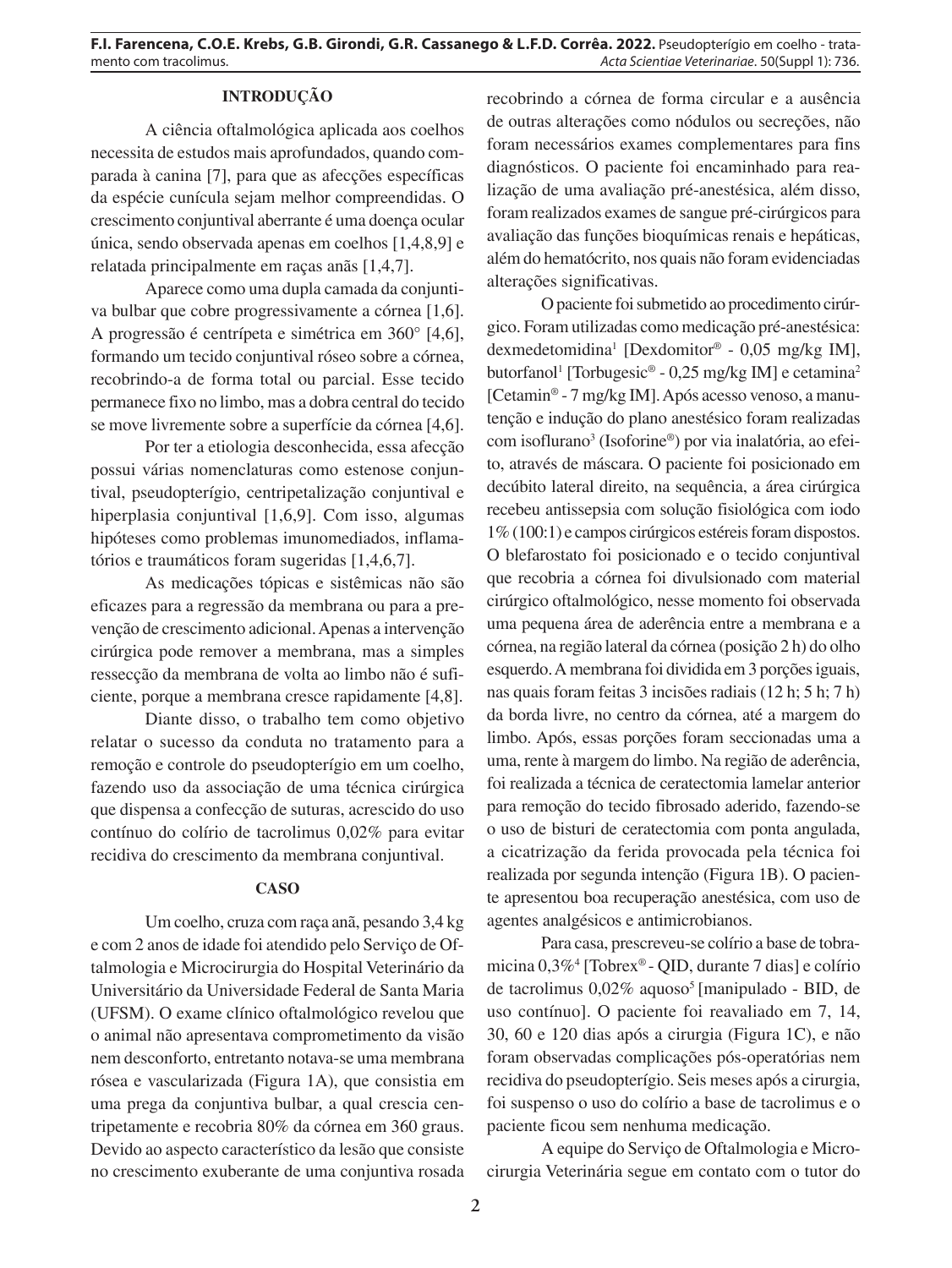## INTRODUÇÃO

A ciência oftalmológica aplicada aos coelhos necessita de estudos mais aprofundados, quando comparada à canina [7], para que as afecções específicas da espécie cunícula sejam melhor compreendidas. O crescimento conjuntival aberrante é uma doença ocular única, sendo observada apenas em coelhos [1,4,8,9] e relatada principalmente em raças anãs [1,4,7].

Aparece como uma dupla camada da conjuntiva bulbar que cobre progressivamente a córnea [1,6]. A progressão é centrípeta e simétrica em 360° [4,6], formando um tecido conjuntival róseo sobre a córnea, recobrindo-a de forma total ou parcial. Esse tecido permanece fixo no limbo, mas a dobra central do tecido se move livremente sobre a superfície da córnea [4,6].

Por ter a etiologia desconhecida, essa afecção possui várias nomenclaturas como estenose conjuntival, pseudopterígio, centripetalização conjuntival e hiperplasia conjuntival [1,6,9]. Com isso, algumas hipóteses como problemas imunomediados, inflamatórios e traumáticos foram sugeridas [1,4,6,7].

As medicações tópicas e sistêmicas não são eficazes para a regressão da membrana ou para a prevenção de crescimento adicional. Apenas a intervenção cirúrgica pode remover a membrana, mas a simples ressecção da membrana de volta ao limbo não é suficiente, porque a membrana cresce rapidamente [4,8].

Diante disso, o trabalho tem como objetivo relatar o sucesso da conduta no tratamento para a remoção e controle do pseudopterígio em um coelho, fazendo uso da associação de uma técnica cirúrgica que dispensa a confecção de suturas, acrescido do uso contínuo do colírio de tacrolimus 0,02% para evitar recidiva do crescimento da membrana conjuntival.

## CASO

Um coelho, cruza com raça anã, pesando 3,4 kg e com 2 anos de idade foi atendido pelo Serviço de Oftalmologia e Microcirurgia do Hospital Veterinário da Universitário da Universidade Federal de Santa Maria (UFSM). O exame clínico oftalmológico revelou que o animal não apresentava comprometimento da visão nem desconforto, entretanto notava-se uma membrana rósea e vascularizada (Figura 1A), que consistia em uma prega da conjuntiva bulbar, a qual crescia centripetamente e recobria 80% da córnea em 360 graus. Devido ao aspecto característico da lesão que consiste no crescimento exuberante de uma conjuntiva rosada recobrindo a córnea de forma circular e a ausência de outras alterações como nódulos ou secreções, não foram necessários exames complementares para fins diagnósticos. O paciente foi encaminhado para realização de uma avaliação pré-anestésica, além disso, foram realizados exames de sangue pré-cirúrgicos para avaliação das funções bioquímicas renais e hepáticas, além do hematócrito, nos quais não foram evidenciadas alterações significativas.

O paciente foi submetido ao procedimento cirúrgico. Foram utilizadas como medicação pré-anestésica: dexmedetomidina[1] [Dexdomitor® - 0,05 mg/kg IM], butorfanol[1] [Torbugesic® - 0,25 mg/kg IM] e cetamina[2] [Cetamin® - 7 mg/kg IM]. Após acesso venoso, a manutenção e indução do plano anestésico foram realizadas com isoflurano[3] (Isoforine®) por via inalatória, ao efeito, através de máscara. O paciente foi posicionado em decúbito lateral direito, na sequência, a área cirúrgica recebeu antissepsia com solução fisiológica com iodo 1% (100:1) e campos cirúrgicos estéreis foram dispostos. O blefarostato foi posicionado e o tecido conjuntival que recobria a córnea foi divulsionado com material cirúrgico oftalmológico, nesse momento foi observada uma pequena área de aderência entre a membrana e a córnea, na região lateral da córnea (posição 2 h) do olho esquerdo. A membrana foi dividida em 3 porções iguais, nas quais foram feitas 3 incisões radiais (12 h; 5 h; 7 h) da borda livre, no centro da córnea, até a margem do limbo. Após, essas porções foram seccionadas uma a uma, rente à margem do limbo. Na região de aderência, foi realizada a técnica de ceratectomia lamelar anterior para remoção do tecido fibrosado aderido, fazendo-se o uso de bisturi de ceratectomia com ponta angulada, a cicatrização da ferida provocada pela técnica foi realizada por segunda intenção (Figura 1B). O paciente apresentou boa recuperação anestésica, com uso de agentes analgésicos e antimicrobianos.

Para casa, prescreveu-se colírio a base de tobramicina 0,3%[4] [Tobrex® - QID, durante 7 dias] e colírio de tacrolimus 0,02% aquoso[5] [manipulado - BID, de uso contínuo]. O paciente foi reavaliado em 7, 14, 30, 60 e 120 dias após a cirurgia (Figura 1C), e não foram observadas complicações pós-operatórias nem recidiva do pseudopterígio. Seis meses após a cirurgia, foi suspenso o uso do colírio a base de tacrolimus e o paciente ficou sem nenhuma medicação.

A equipe do Serviço de Oftalmologia e Microcirurgia Veterinária segue em contato com o tutor do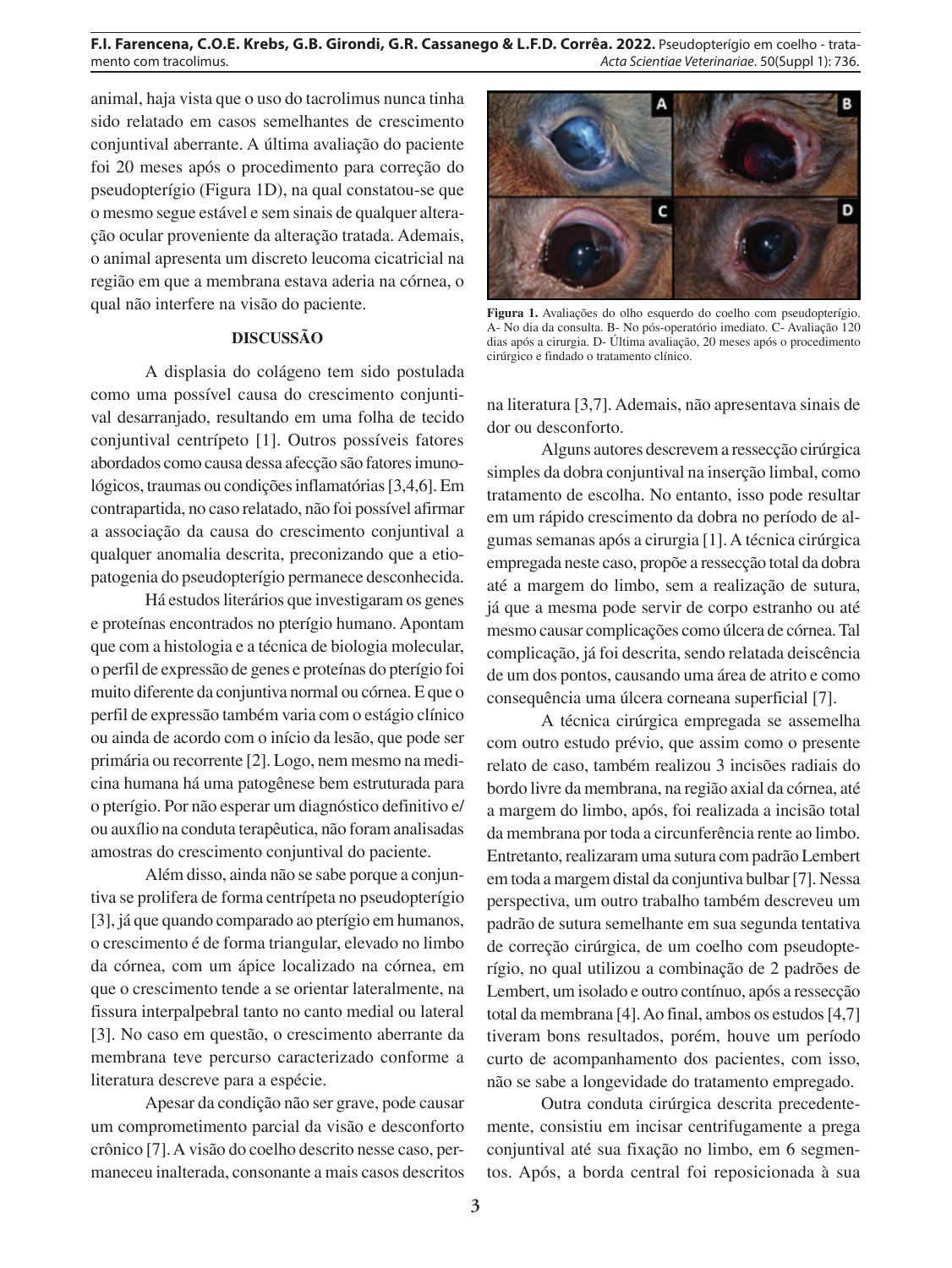animal, haja vista que o uso do tacrolimus nunca tinha sido relatado em casos semelhantes de crescimento conjuntival aberrante. A última avaliação do paciente foi 20 meses após o procedimento para correção do pseudopterígio (Figura 1D), na qual constatou-se que o mesmo segue estável e sem sinais de qualquer alteração ocular proveniente da alteração tratada. Ademais, o animal apresenta um discreto leucoma cicatricial na região em que a membrana estava aderia na córnea, o qual não interfere na visão do paciente.

**Figura 1.** Avaliações do olho esquerdo do coelho com pseudopterígio. A- No dia da consulta. B- No pós-operatório imediato. C- Avaliação 120 dias após a cirurgia. D- Última avaliação, 20 meses após o procedimento cirúrgico e findado o tratamento clínico.

## DISCUSSÃO

A displasia do colágeno tem sido postulada como uma possível causa do crescimento conjuntival desarranjado, resultando em uma folha de tecido conjuntival centrípeto [1]. Outros possíveis fatores abordados como causa dessa afecção são fatores imunológicos, traumas ou condições inflamatórias [3,4,6]. Em contrapartida, no caso relatado, não foi possível afirmar a associação da causa do crescimento conjuntival a qualquer anomalia descrita, preconizando que a etiopatogenia do pseudopterígio permanece desconhecida.

Há estudos literários que investigaram os genes e proteínas encontrados no pterígio humano. Apontam que com a histologia e a técnica de biologia molecular, o perfil de expressão de genes e proteínas do pterígio foi muito diferente da conjuntiva normal ou córnea. E que o perfil de expressão também varia com o estágio clínico ou ainda de acordo com o início da lesão, que pode ser primária ou recorrente [2]. Logo, nem mesmo na medicina humana há uma patogênese bem estruturada para o pterígio. Por não esperar um diagnóstico definitivo e/ou auxílio na conduta terapêutica, não foram analisadas amostras do crescimento conjuntival do paciente.

Além disso, ainda não se sabe porque a conjuntiva se prolifera de forma centrípeta no pseudopterígio [3], já que quando comparado ao pterígio em humanos, o crescimento é de forma triangular, elevado no limbo da córnea, com um ápice localizado na córnea, em que o crescimento tende a se orientar lateralmente, na fissura interpalpebral tanto no canto medial ou lateral [3]. No caso em questão, o crescimento aberrante da membrana teve percurso caracterizado conforme a literatura descreve para a espécie.

Apesar da condição não ser grave, pode causar um comprometimento parcial da visão e desconforto crônico [7]. A visão do coelho descrito nesse caso, permaneceu inalterada, consonante a mais casos descritos na literatura [3,7]. Ademais, não apresentava sinais de dor ou desconforto.

Alguns autores descrevem a ressecção cirúrgica simples da dobra conjuntival na inserção limbal, como tratamento de escolha. No entanto, isso pode resultar em um rápido crescimento da dobra no período de algumas semanas após a cirurgia [1]. A técnica cirúrgica empregada neste caso, propõe a ressecção total da dobra até a margem do limbo, sem a realização de sutura, já que a mesma pode servir de corpo estranho ou até mesmo causar complicações como úlcera de córnea. Tal complicação, já foi descrita, sendo relatada deiscência de um dos pontos, causando uma área de atrito e como consequência uma úlcera corneana superficial [7].

A técnica cirúrgica empregada se assemelha com outro estudo prévio, que assim como o presente relato de caso, também realizou 3 incisões radiais do bordo livre da membrana, na região axial da córnea, até a margem do limbo, após, foi realizada a incisão total da membrana por toda a circunferência rente ao limbo. Entretanto, realizaram uma sutura com padrão Lembert em toda a margem distal da conjuntiva bulbar [7]. Nessa perspectiva, um outro trabalho também descreveu um padrão de sutura semelhante em sua segunda tentativa de correção cirúrgica, de um coelho com pseudopterígio, no qual utilizou a combinação de 2 padrões de Lembert, um isolado e outro contínuo, após a ressecção total da membrana [4]. Ao final, ambos os estudos [4,7] tiveram bons resultados, porém, houve um período curto de acompanhamento dos pacientes, com isso, não se sabe a longevidade do tratamento empregado.

Outra conduta cirúrgica descrita precedentemente, consistiu em incisar centrifugamente a prega conjuntival até sua fixação no limbo, em 6 segmentos. Após, a borda central foi reposicionada à sua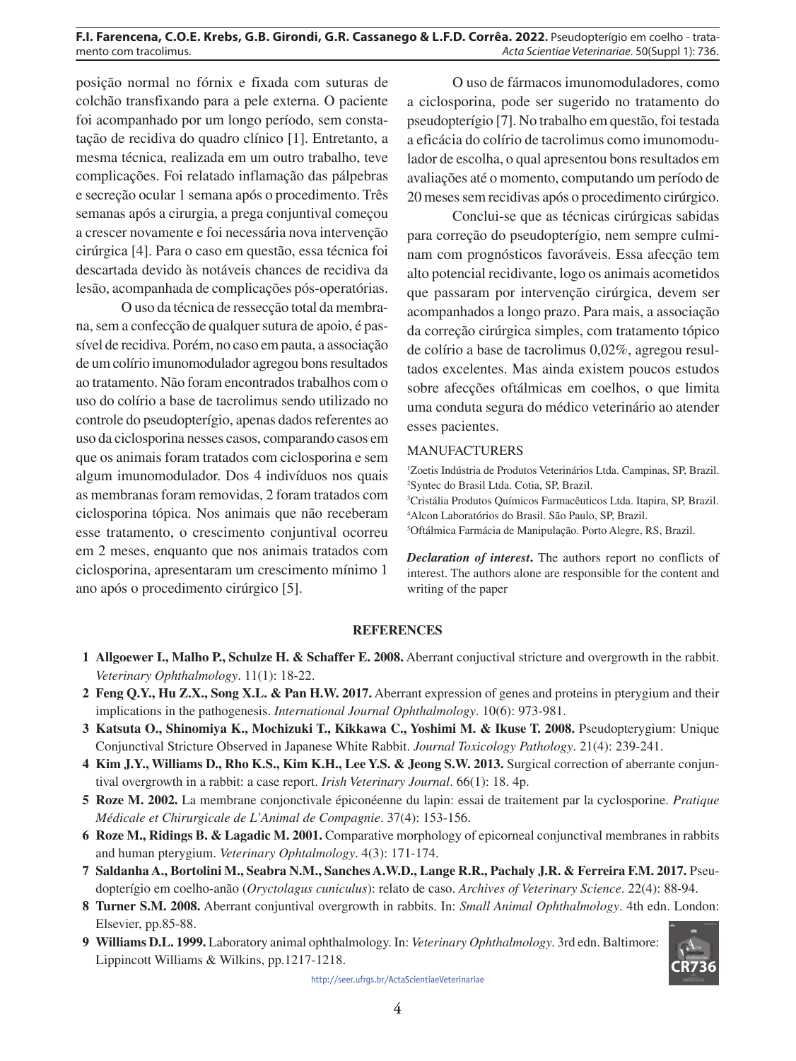posição normal no fórnix e fixada com suturas de colchão transfixando para a pele externa. O paciente foi acompanhado por um longo período, sem constatação de recidiva do quadro clínico [1]. Entretanto, a mesma técnica, realizada em um outro trabalho, teve complicações. Foi relatado inflamação das pálpebras e secreção ocular 1 semana após o procedimento. Três semanas após a cirurgia, a prega conjuntival começou a crescer novamente e foi necessária nova intervenção cirúrgica [4]. Para o caso em questão, essa técnica foi descartada devido às notáveis chances de recidiva da lesão, acompanhada de complicações pós-operatórias.

O uso da técnica de ressecção total da membrana, sem a confecção de qualquer sutura de apoio, é passível de recidiva. Porém, no caso em pauta, a associação de um colírio imunomodulador agregou bons resultados ao tratamento. Não foram encontrados trabalhos com o uso do colírio a base de tacrolimus sendo utilizado no controle do pseudopterígio, apenas dados referentes ao uso da ciclosporina nesses casos, comparando casos em que os animais foram tratados com ciclosporina e sem algum imunomodulador. Dos 4 indivíduos nos quais as membranas foram removidas, 2 foram tratados com ciclosporina tópica. Nos animais que não receberam esse tratamento, o crescimento conjuntival ocorreu em 2 meses, enquanto que nos animais tratados com ciclosporina, apresentaram um crescimento mínimo 1 ano após o procedimento cirúrgico [5].

O uso de fármacos imunomoduladores, como a ciclosporina, pode ser sugerido no tratamento do pseudopterígio [7]. No trabalho em questão, foi testada a eficácia do colírio de tacrolimus como imunomodulador de escolha, o qual apresentou bons resultados em avaliações até o momento, computando um período de 20 meses sem recidivas após o procedimento cirúrgico.

Conclui-se que as técnicas cirúrgicas sabidas para correção do pseudopterígio, nem sempre culminam com prognósticos favoráveis. Essa afecção tem alto potencial recidivante, logo os animais acometidos que passaram por intervenção cirúrgica, devem ser acompanhados a longo prazo. Para mais, a associação da correção cirúrgica simples, com tratamento tópico de colírio a base de tacrolimus 0,02%, agregou resultados excelentes. Mas ainda existem poucos estudos sobre afecções oftálmicas em coelhos, o que limita uma conduta segura do médico veterinário ao atender esses pacientes.

MANUFACTURERS

[1]Zoetis Indústria de Produtos Veterinários Ltda. Campinas, SP, Brazil.
[2]Syntec do Brasil Ltda. Cotia, SP, Brazil.
[3]Cristália Produtos Químicos Farmacêuticos Ltda. Itapira, SP, Brazil.
[4]Alcon Laboratórios do Brasil. São Paulo, SP, Brazil.
[5]Oftálmica Farmácia de Manipulação. Porto Alegre, RS, Brazil.

***Declaration of interest*.** The authors report no conflicts of interest. The authors alone are responsible for the content and writing of the paper

## REFERENCES

1 **Allgoewer I., Malho P., Schulze H. & Schaffer E. 2008.** Aberrant conjuctival stricture and overgrowth in the rabbit. *Veterinary Ophthalmology*. 11(1): 18-22.

2 **Feng Q.Y., Hu Z.X., Song X.L. & Pan H.W. 2017.** Aberrant expression of genes and proteins in pterygium and their implications in the pathogenesis. *International Journal Ophthalmology*. 10(6): 973-981.

3 **Katsuta O., Shinomiya K., Mochizuki T., Kikkawa C., Yoshimi M. & Ikuse T. 2008.** Pseudopterygium: Unique Conjunctival Stricture Observed in Japanese White Rabbit. *Journal Toxicology Pathology*. 21(4): 239-241.

4 **Kim J.Y., Williams D., Rho K.S., Kim K.H., Lee Y.S. & Jeong S.W. 2013.** Surgical correction of aberrante conjuntival overgrowth in a rabbit: a case report. *Irish Veterinary Journal*. 66(1): 18. 4p.

5 **Roze M. 2002.** La membrane conjonctivale épiconéenne du lapin: essai de traitement par la cyclosporine. *Pratique Médicale et Chirurgicale de L'Animal de Compagnie*. 37(4): 153-156.

6 **Roze M., Ridings B. & Lagadic M. 2001.** Comparative morphology of epicorneal conjunctival membranes in rabbits and human pterygium. *Veterinary Ophtalmology*. 4(3): 171-174.

7 **Saldanha A., Bortolini M., Seabra N.M., Sanches A.W.D., Lange R.R., Pachaly J.R. & Ferreira F.M. 2017.** Pseudopterígio em coelho-anão (*Oryctolagus cuniculus*): relato de caso. *Archives of Veterinary Science*. 22(4): 88-94.

8 **Turner S.M. 2008.** Aberrant conjuntival overgrowth in rabbits. In: *Small Animal Ophthalmology*. 4th edn. London: Elsevier, pp.85-88.

9 **Williams D.L. 1999.** Laboratory animal ophthalmology. In: *Veterinary Ophthalmology*. 3rd edn. Baltimore: Lippincott Williams & Wilkins, pp.1217-1218.

CR736

http://seer.ufrgs.br/ActaScientiaeVeterinariae